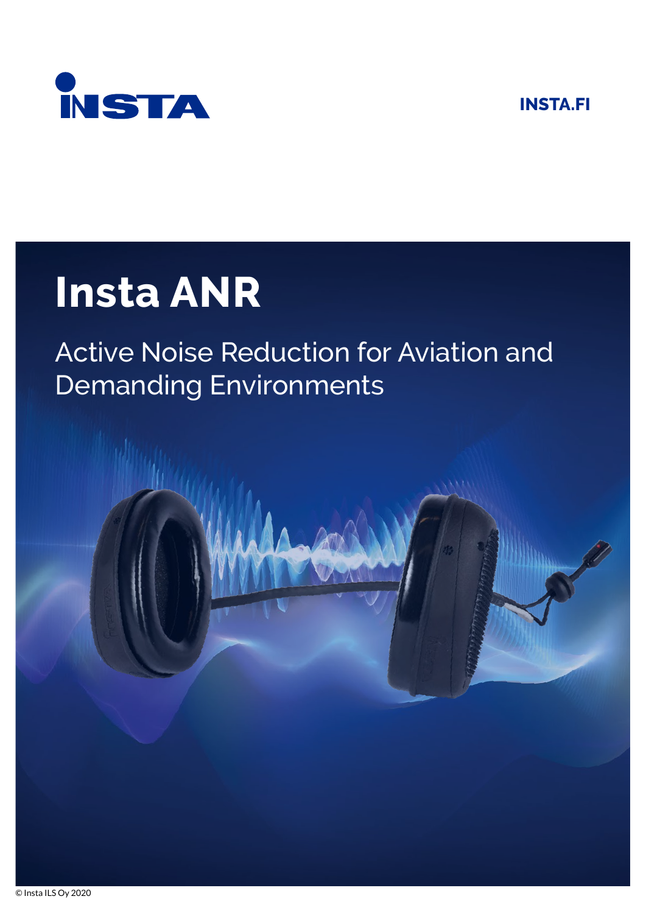INSTA

INSTA.FI

# Insta ANR

## Active Noise Reduction for Aviation and Demanding Environments

© Insta ILS Oy 2020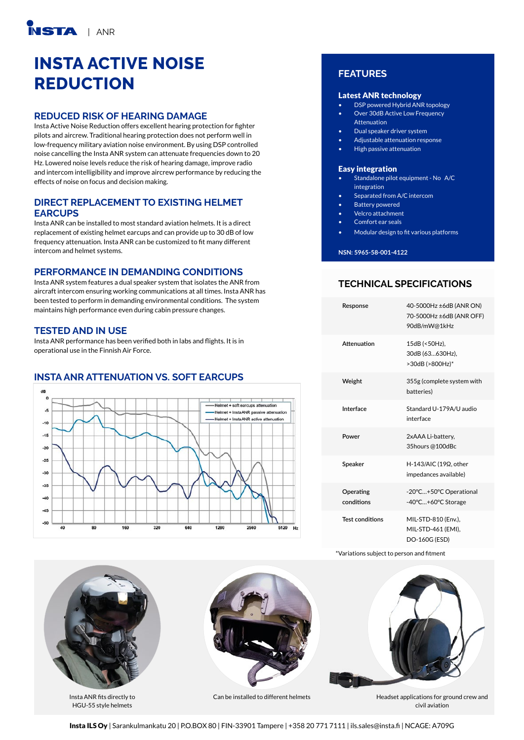INSTA | ANR

# INSTA ACTIVE NOISE REDUCTION

## REDUCED RISK OF HEARING DAMAGE

Insta Active Noise Reduction offers excellent hearing protection for fighter pilots and aircrew. Traditional hearing protection does not perform well in low-frequency military aviation noise environment. By using DSP controlled noise cancelling the Insta ANR system can attenuate frequencies down to 20 Hz. Lowered noise levels reduce the risk of hearing damage, improve radio and intercom intelligibility and improve aircrew performance by reducing the effects of noise on focus and decision making.

## DIRECT REPLACEMENT TO EXISTING HELMET EARCUPS

Insta ANR can be installed to most standard aviation helmets. It is a direct replacement of existing helmet earcups and can provide up to 30 dB of low frequency attenuation. Insta ANR can be customized to fit many different intercom and helmet systems.

## PERFORMANCE IN DEMANDING CONDITIONS

Insta ANR system features a dual speaker system that isolates the ANR from aircraft intercom ensuring working communications at all times. Insta ANR has been tested to perform in demanding environmental conditions. The system maintains high performance even during cabin pressure changes.

## TESTED AND IN USE

Insta ANR performance has been verified both in labs and flights. It is in operational use in the Finnish Air Force.

## INSTA ANR ATTENUATION VS. SOFT EARCUPS

dB
0
-5
-10
-15
-20
-25
-30
-35
-40
-45
-50
40
80
160
320
640
1280
2560
5120
Hz

Helmet + soft earcups attenuation
Helmet + InstaANR passive attenuation
Helmet + InstaANR active attenuation

## FEATURES

### Latest ANR technology

- DSP powered Hybrid ANR topology
- Over 30dB Active Low Frequency Attenuation
- Dual speaker driver system
- Adjustable attenuation response
- High passive attenuation

### Easy integration

- Standalone pilot equipment - No A/C integration
- Separated from A/C intercom
- Battery powered
- Velcro attachment
- Comfort ear seals
- Modular design to fit various platforms

**NSN: 5965-58-001-4122**

## TECHNICAL SPECIFICATIONS

| | |
|---|---|
| Response | 40-5000Hz ±6dB (ANR ON)<br>70-5000Hz ±6dB (ANR OFF)<br>90dB/mW@1kHz |
| Attenuation | 15dB (<50Hz),<br>30dB (63...630Hz),<br>>30dB (>800Hz)* |
| Weight | 355g (complete system with batteries) |
| Interface | Standard U-179A/U audio interface |
| Power | 2xAAA Li-battery,<br>35hours @100dBc |
| Speaker | H-143/AIC (19Ω, other impedances available) |
| Operating conditions | -20°C...+50°C Operational<br>-40°C...+60°C Storage |
| Test conditions | MIL-STD-810 (Env.),<br>MIL-STD-461 (EMI),<br>DO-160G (ESD) |

*Variations subject to person and fitment

Insta ANR fits directly to HGU-55 style helmets

Can be installed to different helmets

Headset applications for ground crew and civil aviation

**Insta ILS Oy** | Sarankulmankatu 20 | P.O.BOX 80 | FIN-33901 Tampere | +358 20 771 7111 | ils.sales@insta.fi | NCAGE: A709G